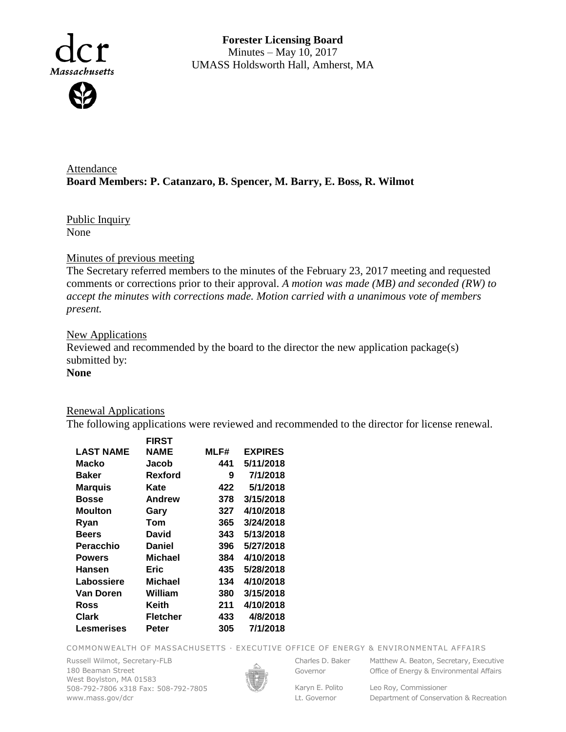**Forester Licensing Board**
Minutes – May 10, 2017
UMASS Holdsworth Hall, Amherst, MA

Attendance
**Board Members: P. Catanzaro, B. Spencer, M. Barry, E. Boss, R. Wilmot**

Public Inquiry
None

Minutes of previous meeting
The Secretary referred members to the minutes of the February 23, 2017 meeting and requested comments or corrections prior to their approval. *A motion was made (MB) and seconded (RW) to accept the minutes with corrections made. Motion carried with a unanimous vote of members present.*

New Applications
Reviewed and recommended by the board to the director the new application package(s) submitted by:
**None**

Renewal Applications
The following applications were reviewed and recommended to the director for license renewal.

| LAST NAME | FIRST NAME | MLF# | EXPIRES |
|---|---|---|---|
| Macko | Jacob | 441 | 5/11/2018 |
| Baker | Rexford | 9 | 7/1/2018 |
| Marquis | Kate | 422 | 5/1/2018 |
| Bosse | Andrew | 378 | 3/15/2018 |
| Moulton | Gary | 327 | 4/10/2018 |
| Ryan | Tom | 365 | 3/24/2018 |
| Beers | David | 343 | 5/13/2018 |
| Peracchio | Daniel | 396 | 5/27/2018 |
| Powers | Michael | 384 | 4/10/2018 |
| Hansen | Eric | 435 | 5/28/2018 |
| Labossiere | Michael | 134 | 4/10/2018 |
| Van Doren | William | 380 | 3/15/2018 |
| Ross | Keith | 211 | 4/10/2018 |
| Clark | Fletcher | 433 | 4/8/2018 |
| Lesmerises | Peter | 305 | 7/1/2018 |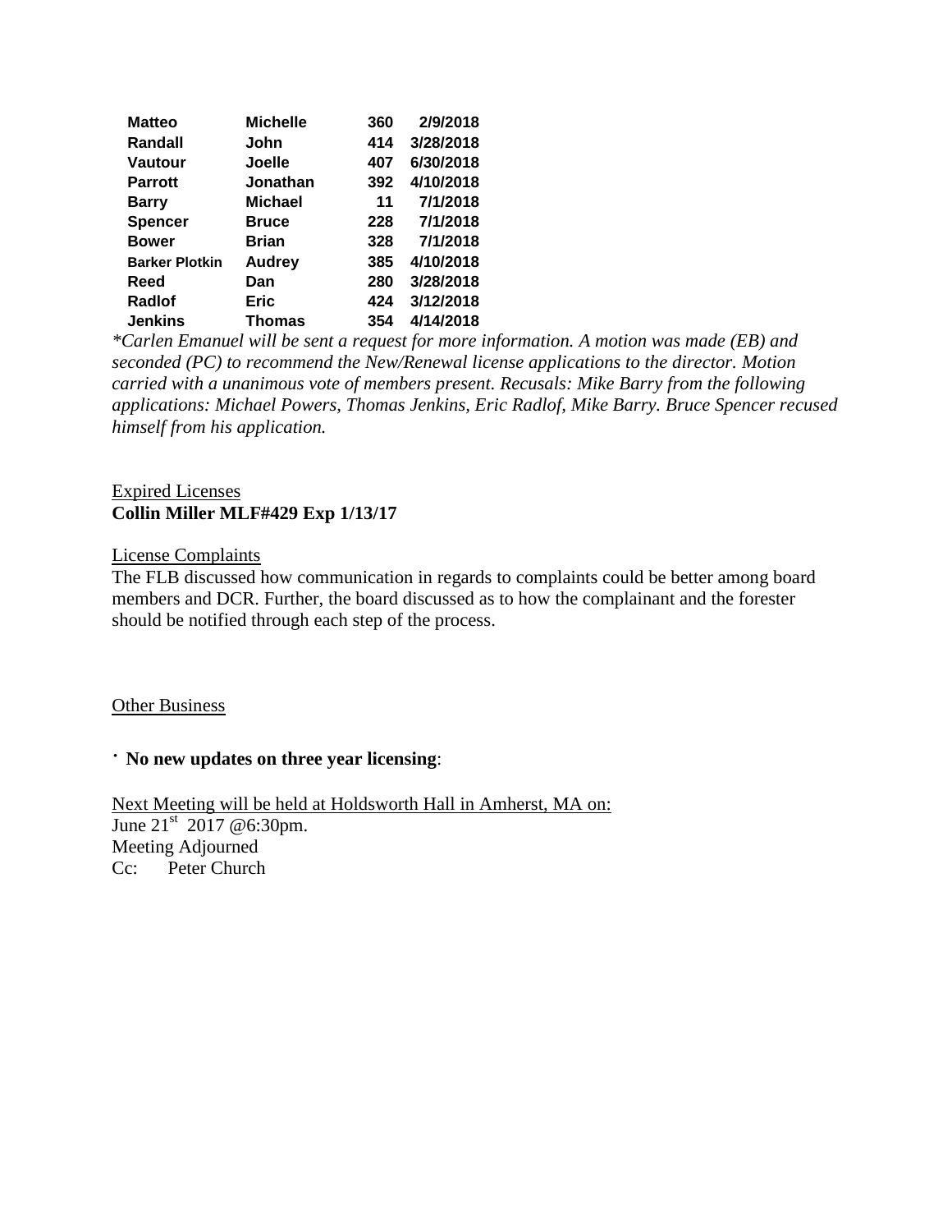| | | | |
|---|---|---|---|
| **Matteo** | **Michelle** | **360** | **2/9/2018** |
| **Randall** | **John** | **414** | **3/28/2018** |
| **Vautour** | **Joelle** | **407** | **6/30/2018** |
| **Parrott** | **Jonathan** | **392** | **4/10/2018** |
| **Barry** | **Michael** | **11** | **7/1/2018** |
| **Spencer** | **Bruce** | **228** | **7/1/2018** |
| **Bower** | **Brian** | **328** | **7/1/2018** |
| **Barker Plotkin** | **Audrey** | **385** | **4/10/2018** |
| **Reed** | **Dan** | **280** | **3/28/2018** |
| **Radlof** | **Eric** | **424** | **3/12/2018** |
| **Jenkins** | **Thomas** | **354** | **4/14/2018** |

**Carlen Emanuel will be sent a request for more information. A motion was made (EB) and seconded (PC) to recommend the New/Renewal license applications to the director. Motion carried with a unanimous vote of members present. Recusals: Mike Barry from the following applications: Michael Powers, Thomas Jenkins, Eric Radlof, Mike Barry. Bruce Spencer recused himself from his application.*

Expired Licenses

**Collin Miller MLF#429 Exp 1/13/17**

License Complaints

The FLB discussed how communication in regards to complaints could be better among board members and DCR. Further, the board discussed as to how the complainant and the forester should be notified through each step of the process.

Other Business

- **No new updates on three year licensing**:

Next Meeting will be held at Holdsworth Hall in Amherst, MA on:
June 21st 2017 @6:30pm.
Meeting Adjourned
Cc: Peter Church